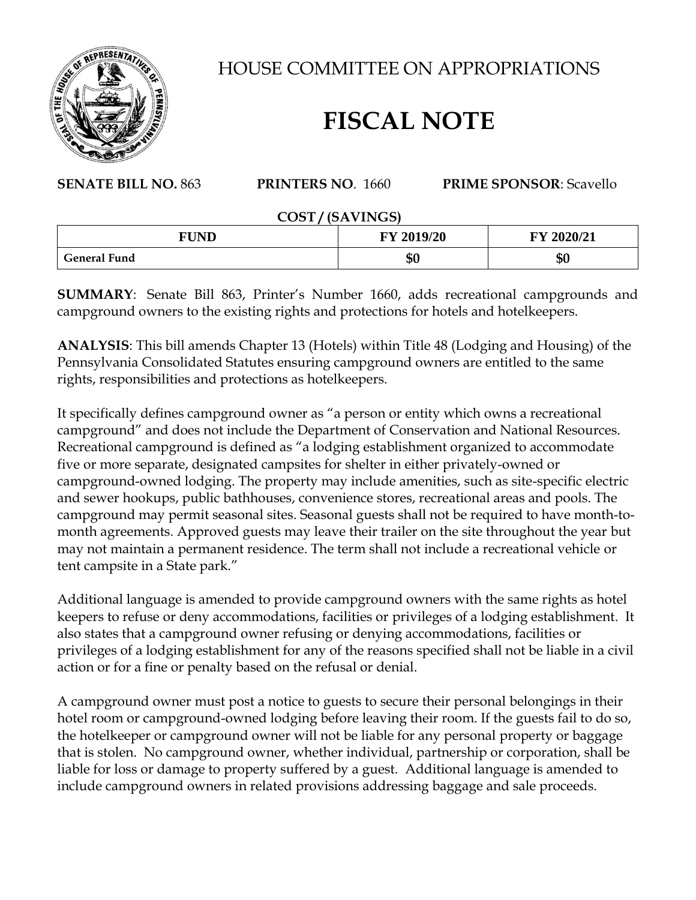# HOUSE COMMITTEE ON APPROPRIATIONS

# FISCAL NOTE

**SENATE BILL NO.** 863 **PRINTERS NO**. 1660 **PRIME SPONSOR**: Scavello

**COST / (SAVINGS)**

| FUND | FY 2019/20 | FY 2020/21 |
|---|---|---|
| **General Fund** | **$0** | **$0** |

**SUMMARY**: Senate Bill 863, Printer's Number 1660, adds recreational campgrounds and campground owners to the existing rights and protections for hotels and hotelkeepers.

**ANALYSIS**: This bill amends Chapter 13 (Hotels) within Title 48 (Lodging and Housing) of the Pennsylvania Consolidated Statutes ensuring campground owners are entitled to the same rights, responsibilities and protections as hotelkeepers.

It specifically defines campground owner as "a person or entity which owns a recreational campground" and does not include the Department of Conservation and National Resources. Recreational campground is defined as "a lodging establishment organized to accommodate five or more separate, designated campsites for shelter in either privately-owned or campground-owned lodging. The property may include amenities, such as site-specific electric and sewer hookups, public bathhouses, convenience stores, recreational areas and pools. The campground may permit seasonal sites. Seasonal guests shall not be required to have month-to-month agreements. Approved guests may leave their trailer on the site throughout the year but may not maintain a permanent residence. The term shall not include a recreational vehicle or tent campsite in a State park."

Additional language is amended to provide campground owners with the same rights as hotel keepers to refuse or deny accommodations, facilities or privileges of a lodging establishment. It also states that a campground owner refusing or denying accommodations, facilities or privileges of a lodging establishment for any of the reasons specified shall not be liable in a civil action or for a fine or penalty based on the refusal or denial.

A campground owner must post a notice to guests to secure their personal belongings in their hotel room or campground-owned lodging before leaving their room. If the guests fail to do so, the hotelkeeper or campground owner will not be liable for any personal property or baggage that is stolen. No campground owner, whether individual, partnership or corporation, shall be liable for loss or damage to property suffered by a guest. Additional language is amended to include campground owners in related provisions addressing baggage and sale proceeds.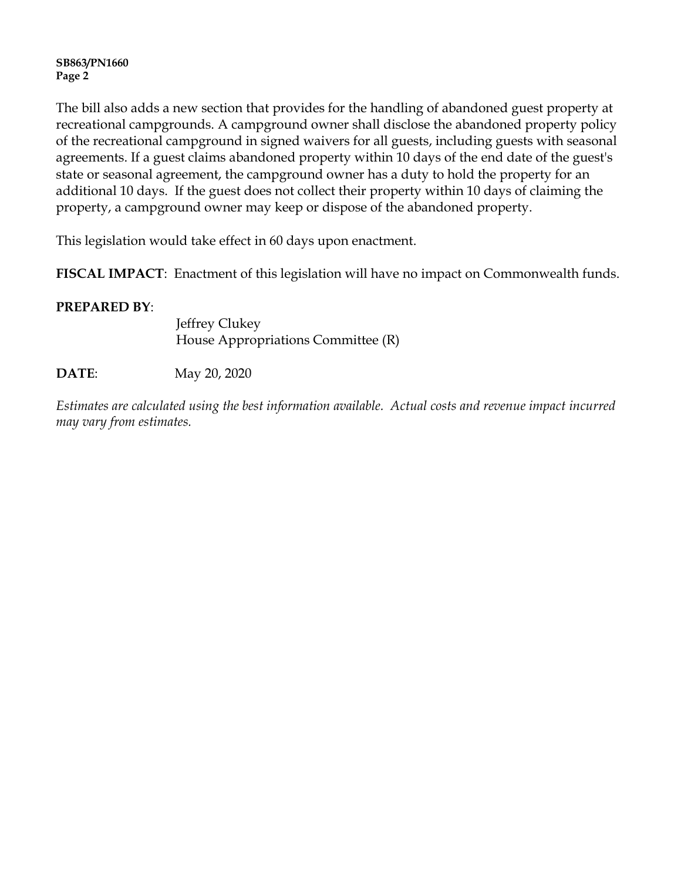The bill also adds a new section that provides for the handling of abandoned guest property at recreational campgrounds. A campground owner shall disclose the abandoned property policy of the recreational campground in signed waivers for all guests, including guests with seasonal agreements. If a guest claims abandoned property within 10 days of the end date of the guest's state or seasonal agreement, the campground owner has a duty to hold the property for an additional 10 days. If the guest does not collect their property within 10 days of claiming the property, a campground owner may keep or dispose of the abandoned property.

This legislation would take effect in 60 days upon enactment.

**FISCAL IMPACT**: Enactment of this legislation will have no impact on Commonwealth funds.

**PREPARED BY**:

Jeffrey Clukey
House Appropriations Committee (R)

**DATE**: May 20, 2020

*Estimates are calculated using the best information available. Actual costs and revenue impact incurred may vary from estimates.*